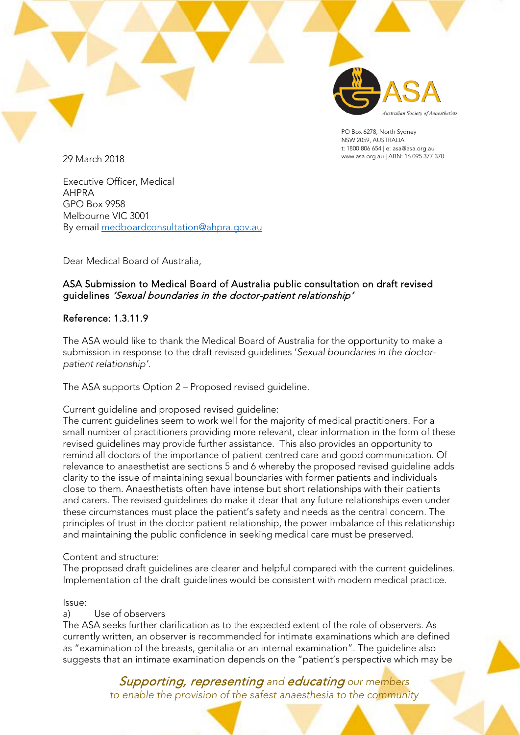ASA
Australian Society of Anaesthetists

PO Box 6278, North Sydney
NSW 2059, AUSTRALIA
t: 1800 806 654 | e: asa@asa.org.au
www.asa.org.au | ABN: 16 095 377 370

29 March 2018

Executive Officer, Medical
AHPRA
GPO Box 9958
Melbourne VIC 3001
By email medboardconsultation@ahpra.gov.au

Dear Medical Board of Australia,

**ASA Submission to Medical Board of Australia public consultation on draft revised guidelines *'Sexual boundaries in the doctor-patient relationship'***

**Reference: 1.3.11.9**

The ASA would like to thank the Medical Board of Australia for the opportunity to make a submission in response to the draft revised guidelines '*Sexual boundaries in the doctor-patient relationship'*.

The ASA supports Option 2 – Proposed revised guideline.

Current guideline and proposed revised guideline:
The current guidelines seem to work well for the majority of medical practitioners. For a small number of practitioners providing more relevant, clear information in the form of these revised guidelines may provide further assistance. This also provides an opportunity to remind all doctors of the importance of patient centred care and good communication. Of relevance to anaesthetist are sections 5 and 6 whereby the proposed revised guideline adds clarity to the issue of maintaining sexual boundaries with former patients and individuals close to them. Anaesthetists often have intense but short relationships with their patients and carers. The revised guidelines do make it clear that any future relationships even under these circumstances must place the patient's safety and needs as the central concern. The principles of trust in the doctor patient relationship, the power imbalance of this relationship and maintaining the public confidence in seeking medical care must be preserved.

Content and structure:
The proposed draft guidelines are clearer and helpful compared with the current guidelines. Implementation of the draft guidelines would be consistent with modern medical practice.

Issue:

a) Use of observers

The ASA seeks further clarification as to the expected extent of the role of observers. As currently written, an observer is recommended for intimate examinations which are defined as "examination of the breasts, genitalia or an internal examination". The guideline also suggests that an intimate examination depends on the "patient's perspective which may be

*Supporting, representing and educating our members to enable the provision of the safest anaesthesia to the community*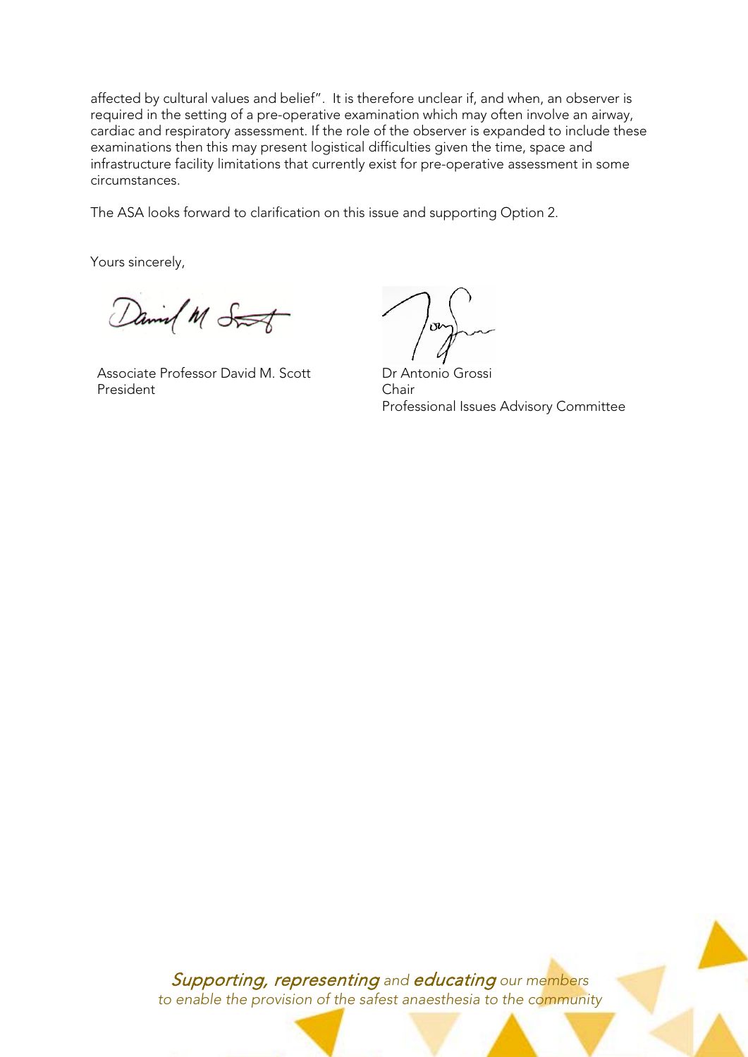affected by cultural values and belief". It is therefore unclear if, and when, an observer is required in the setting of a pre-operative examination which may often involve an airway, cardiac and respiratory assessment. If the role of the observer is expanded to include these examinations then this may present logistical difficulties given the time, space and infrastructure facility limitations that currently exist for pre-operative assessment in some circumstances.

The ASA looks forward to clarification on this issue and supporting Option 2.

Yours sincerely,

Associate Professor David M. Scott
President

Dr Antonio Grossi
Chair
Professional Issues Advisory Committee

*Supporting, representing and educating our members to enable the provision of the safest anaesthesia to the community*